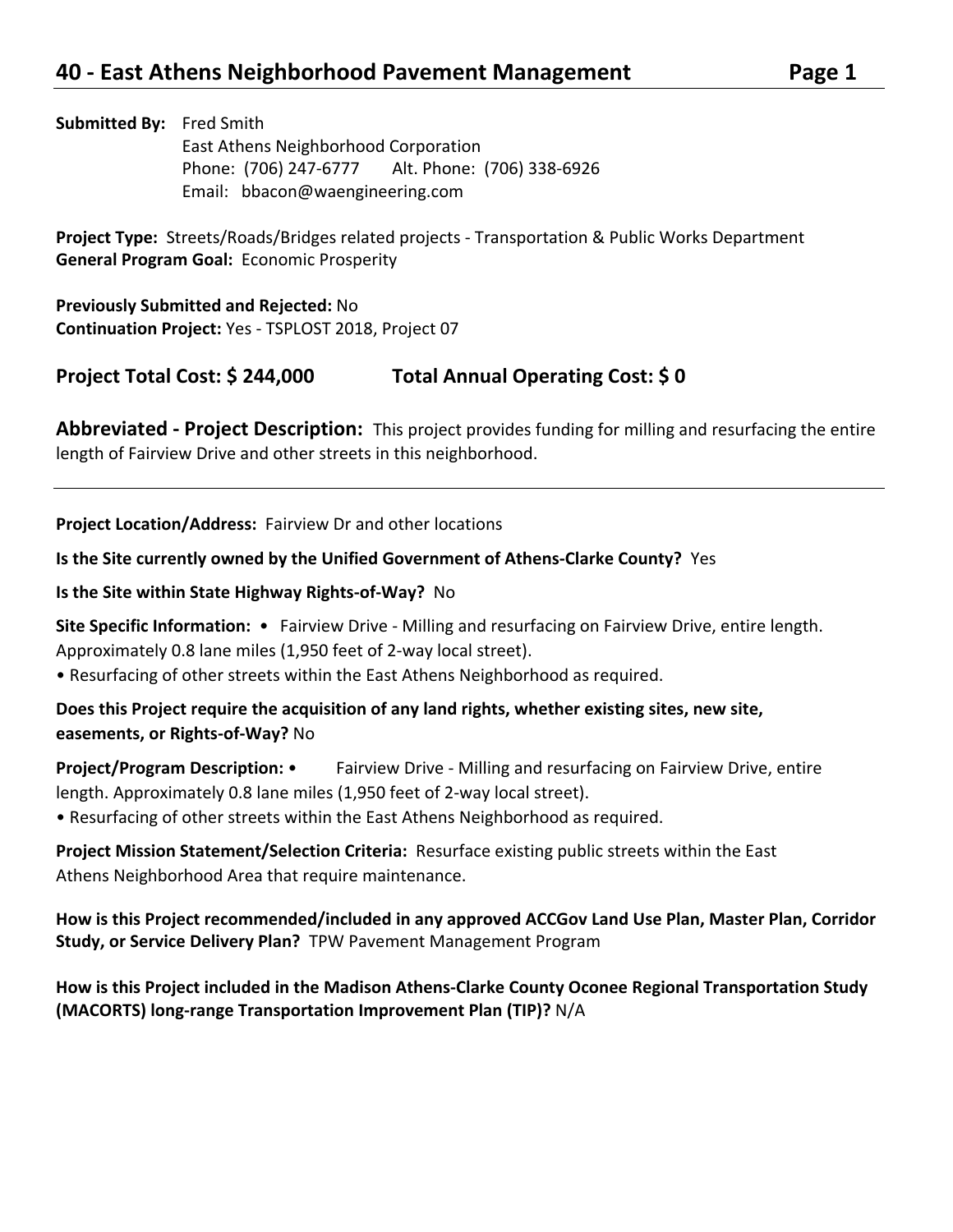# 40 - East Athens Neighborhood Pavement Management

**Submitted By:** Fred Smith
East Athens Neighborhood Corporation
Phone: (706) 247-6777 Alt. Phone: (706) 338-6926
Email: bbacon@waengineering.com

**Project Type:** Streets/Roads/Bridges related projects - Transportation & Public Works Department
**General Program Goal:** Economic Prosperity

**Previously Submitted and Rejected:** No
**Continuation Project:** Yes - TSPLOST 2018, Project 07

## Project Total Cost: $ 244,000 Total Annual Operating Cost: $ 0

**Abbreviated - Project Description:** This project provides funding for milling and resurfacing the entire length of Fairview Drive and other streets in this neighborhood.

---

**Project Location/Address:** Fairview Dr and other locations

**Is the Site currently owned by the Unified Government of Athens-Clarke County?** Yes

**Is the Site within State Highway Rights-of-Way?** No

**Site Specific Information:** • Fairview Drive - Milling and resurfacing on Fairview Drive, entire length. Approximately 0.8 lane miles (1,950 feet of 2-way local street).
• Resurfacing of other streets within the East Athens Neighborhood as required.

**Does this Project require the acquisition of any land rights, whether existing sites, new site, easements, or Rights-of-Way?** No

**Project/Program Description:** • Fairview Drive - Milling and resurfacing on Fairview Drive, entire length. Approximately 0.8 lane miles (1,950 feet of 2-way local street).
• Resurfacing of other streets within the East Athens Neighborhood as required.

**Project Mission Statement/Selection Criteria:** Resurface existing public streets within the East Athens Neighborhood Area that require maintenance.

**How is this Project recommended/included in any approved ACCGov Land Use Plan, Master Plan, Corridor Study, or Service Delivery Plan?** TPW Pavement Management Program

**How is this Project included in the Madison Athens-Clarke County Oconee Regional Transportation Study (MACORTS) long-range Transportation Improvement Plan (TIP)?** N/A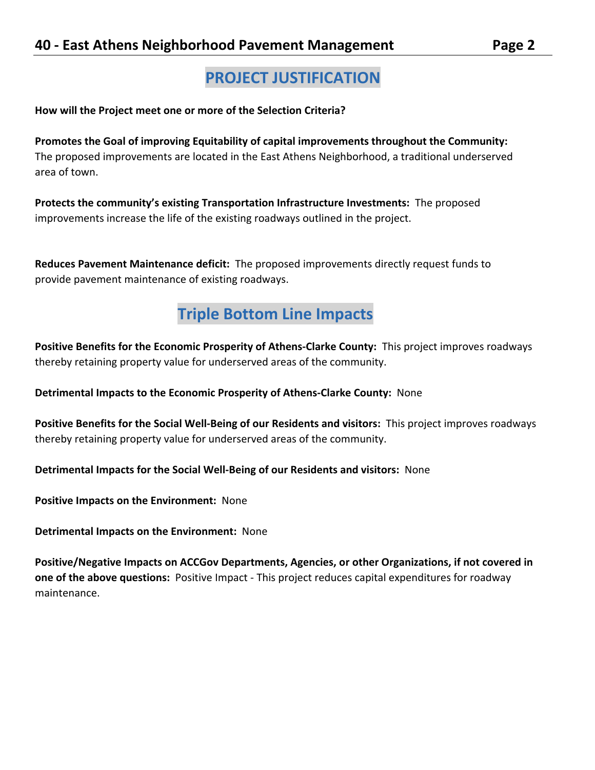## PROJECT JUSTIFICATION

**How will the Project meet one or more of the Selection Criteria?**

**Promotes the Goal of improving Equitability of capital improvements throughout the Community:** The proposed improvements are located in the East Athens Neighborhood, a traditional underserved area of town.

**Protects the community's existing Transportation Infrastructure Investments:** The proposed improvements increase the life of the existing roadways outlined in the project.

**Reduces Pavement Maintenance deficit:** The proposed improvements directly request funds to provide pavement maintenance of existing roadways.

## Triple Bottom Line Impacts

**Positive Benefits for the Economic Prosperity of Athens-Clarke County:** This project improves roadways thereby retaining property value for underserved areas of the community.

**Detrimental Impacts to the Economic Prosperity of Athens-Clarke County:** None

**Positive Benefits for the Social Well-Being of our Residents and visitors:** This project improves roadways thereby retaining property value for underserved areas of the community.

**Detrimental Impacts for the Social Well-Being of our Residents and visitors:** None

**Positive Impacts on the Environment:** None

**Detrimental Impacts on the Environment:** None

**Positive/Negative Impacts on ACCGov Departments, Agencies, or other Organizations, if not covered in one of the above questions:** Positive Impact - This project reduces capital expenditures for roadway maintenance.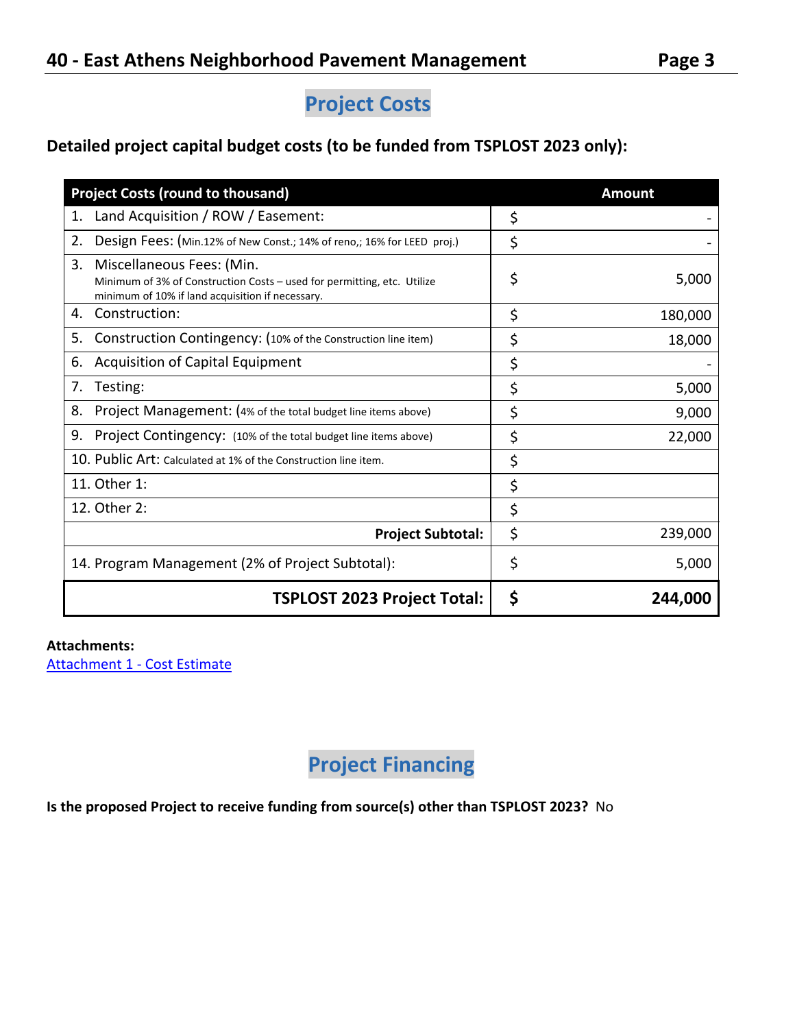## Project Costs

**Detailed project capital budget costs (to be funded from TSPLOST 2023 only):**

| Project Costs (round to thousand) | | Amount |
|---|---|---|
| 1. Land Acquisition / ROW / Easement: | $ | - |
| 2. Design Fees: (Min.12% of New Const.; 14% of reno,; 16% for LEED proj.) | $ | - |
| 3. Miscellaneous Fees: (Min. Minimum of 3% of Construction Costs – used for permitting, etc. Utilize minimum of 10% if land acquisition if necessary. | $ | 5,000 |
| 4. Construction: | $ | 180,000 |
| 5. Construction Contingency: (10% of the Construction line item) | $ | 18,000 |
| 6. Acquisition of Capital Equipment | $ | - |
| 7. Testing: | $ | 5,000 |
| 8. Project Management: (4% of the total budget line items above) | $ | 9,000 |
| 9. Project Contingency: (10% of the total budget line items above) | $ | 22,000 |
| 10. Public Art: Calculated at 1% of the Construction line item. | $ | |
| 11. Other 1: | $ | |
| 12. Other 2: | $ | |
| **Project Subtotal:** | $ | 239,000 |
| 14. Program Management (2% of Project Subtotal): | $ | 5,000 |
| **TSPLOST 2023 Project Total:** | **$** | **244,000** |

**Attachments:**
Attachment 1 - Cost Estimate

## Project Financing

**Is the proposed Project to receive funding from source(s) other than TSPLOST 2023?** No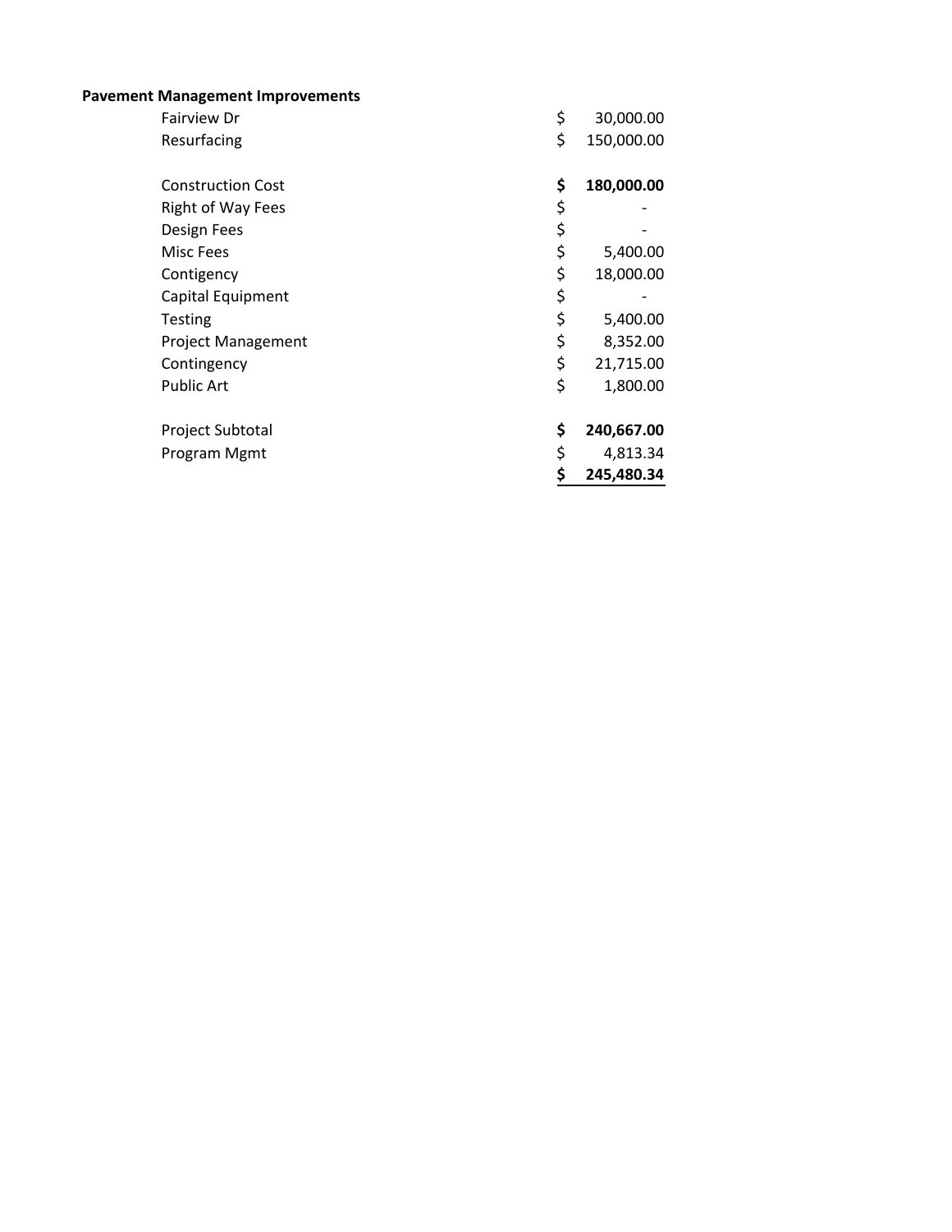**Pavement Management Improvements**

| | | |
|---|---|---|
| Fairview Dr | $ | 30,000.00 |
| Resurfacing | $ | 150,000.00 |
| | | |
| Construction Cost | **$** | **180,000.00** |
| Right of Way Fees | $ | - |
| Design Fees | $ | - |
| Misc Fees | $ | 5,400.00 |
| Contigency | $ | 18,000.00 |
| Capital Equipment | $ | - |
| Testing | $ | 5,400.00 |
| Project Management | $ | 8,352.00 |
| Contingency | $ | 21,715.00 |
| Public Art | $ | 1,800.00 |
| | | |
| Project Subtotal | **$** | **240,667.00** |
| Program Mgmt | $ | 4,813.34 |
| | **$** | **245,480.34** |